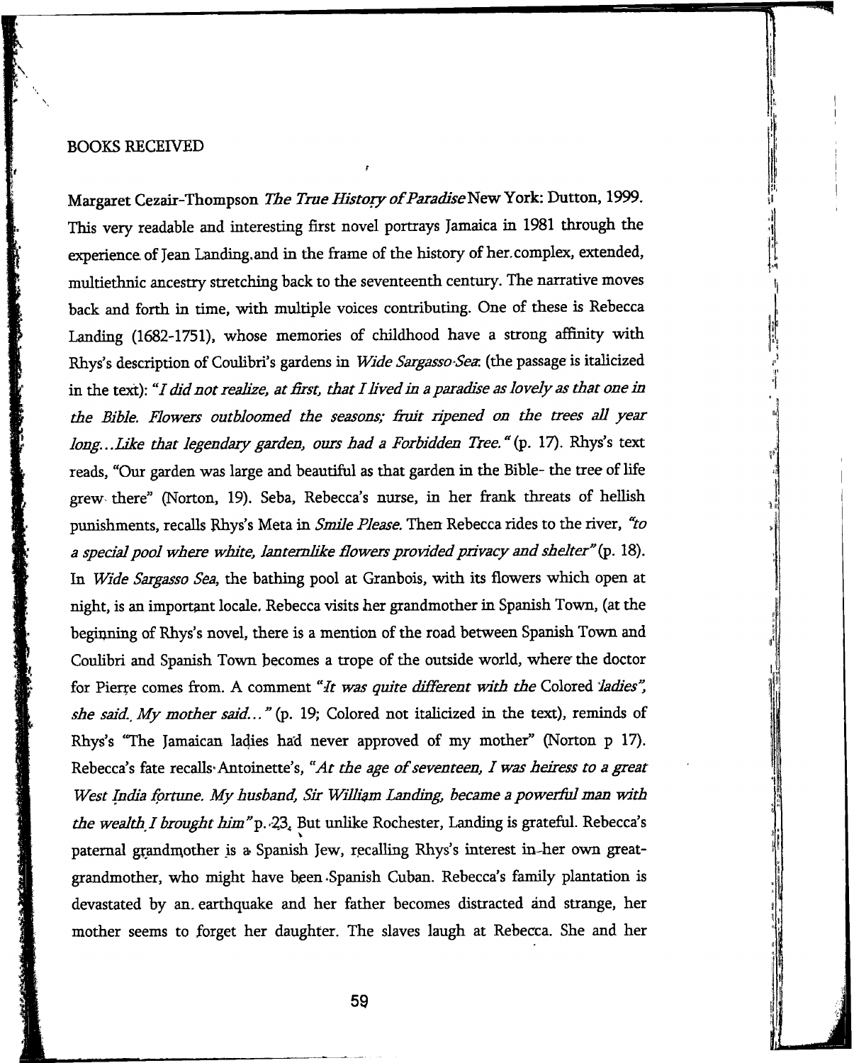## BOOKS RECEIVED

Margaret Cezair-Thompson *The True History of Paradise* New York: Dutton, 1999. This very readable and interesting first novel portrays Jamaica in 1981 through the experience of Jean Landing and in the frame of the history of her complex, extended, multiethnic ancestry stretching back to the seventeenth century. The narrative moves back and forth in time, with multiple voices contributing. One of these is Rebecca Landing (1682-1751), whose memories of childhood have a strong affinity with Rhys's description of Coulibri's gardens in *Wide Sargasso Sea*: (the passage is italicized in the text): "*I did not realize, at first, that I lived in a paradise as lovely as that one in the Bible. Flowers outbloomed the seasons; fruit ripened on the trees all year long...Like that legendary garden, ours had a Forbidden Tree.*" (p. 17). Rhys's text reads, "Our garden was large and beautiful as that garden in the Bible- the tree of life grew there" (Norton, 19). Seba, Rebecca's nurse, in her frank threats of hellish punishments, recalls Rhys's Meta in *Smile Please.* Then Rebecca rides to the river, "*to a special pool where white, lanternlike flowers provided privacy and shelter*" (p. 18). In *Wide Sargasso Sea*, the bathing pool at Granbois, with its flowers which open at night, is an important locale. Rebecca visits her grandmother in Spanish Town, (at the beginning of Rhys's novel, there is a mention of the road between Spanish Town and Coulibri and Spanish Town becomes a trope of the outside world, where the doctor for Pierre comes from. A comment "*It was quite different with the* Colored *ladies", she said. My mother said...*" (p. 19; Colored not italicized in the text), reminds of Rhys's "The Jamaican ladies had never approved of my mother" (Norton p 17). Rebecca's fate recalls Antoinette's, "*At the age of seventeen, I was heiress to a great West India fortune. My husband, Sir William Landing, became a powerful man with the wealth I brought him*" p. 23. But unlike Rochester, Landing is grateful. Rebecca's paternal grandmother is a Spanish Jew, recalling Rhys's interest in her own great-grandmother, who might have been Spanish Cuban. Rebecca's family plantation is devastated by an earthquake and her father becomes distracted and strange, her mother seems to forget her daughter. The slaves laugh at Rebecca. She and her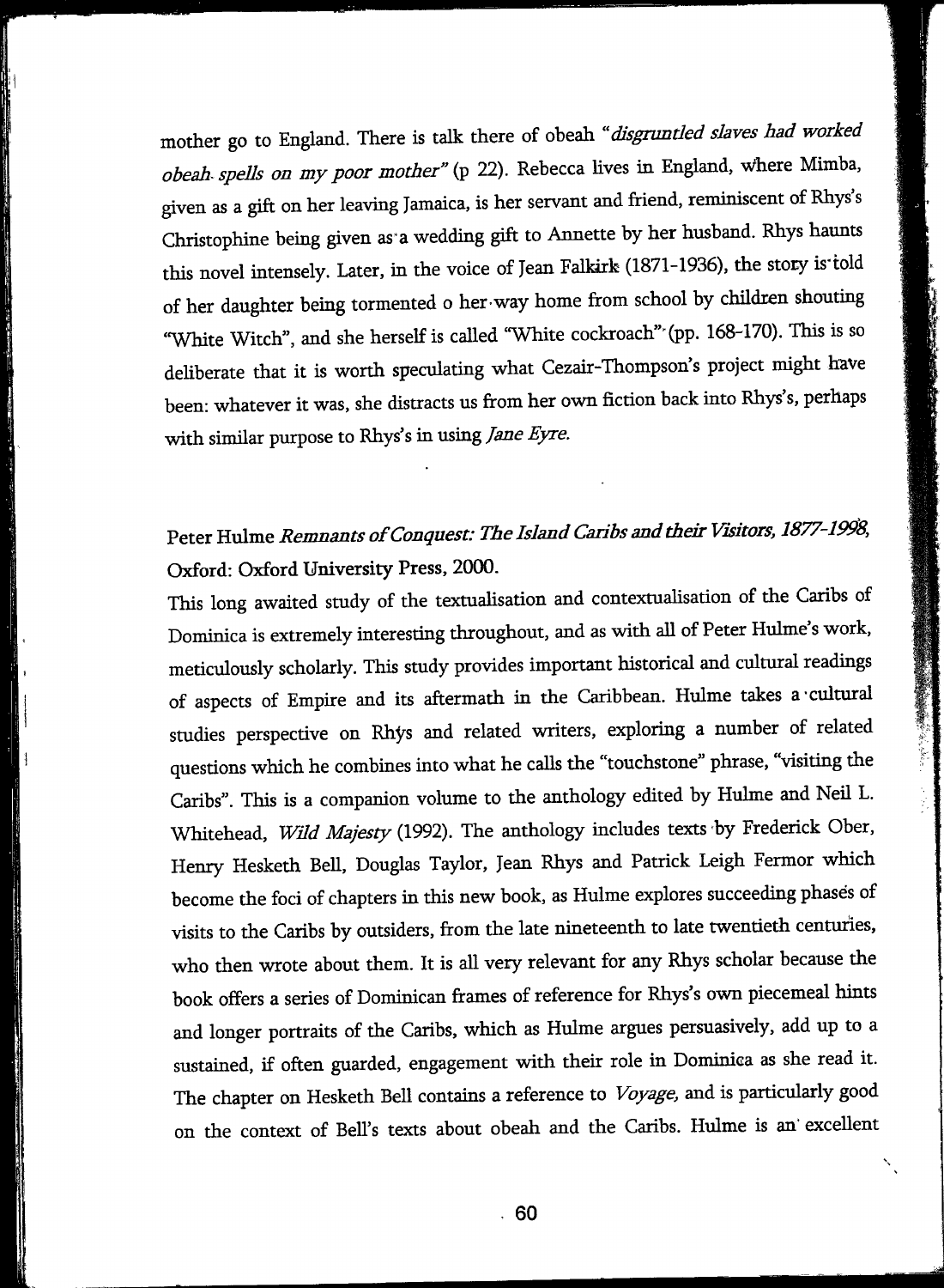mother go to England. There is talk there of obeah "*disgruntled slaves had worked obeah spells on my poor mother*" (p 22). Rebecca lives in England, where Mimba, given as a gift on her leaving Jamaica, is her servant and friend, reminiscent of Rhys's Christophine being given as a wedding gift to Annette by her husband. Rhys haunts this novel intensely. Later, in the voice of Jean Falkirk (1871-1936), the story is told of her daughter being tormented o her way home from school by children shouting "White Witch", and she herself is called "White cockroach" (pp. 168-170). This is so deliberate that it is worth speculating what Cezair-Thompson's project might have been: whatever it was, she distracts us from her own fiction back into Rhys's, perhaps with similar purpose to Rhys's in using *Jane Eyre*.

Peter Hulme *Remnants of Conquest: The Island Caribs and their Visitors, 1877-1998*, Oxford: Oxford University Press, 2000.

This long awaited study of the textualisation and contextualisation of the Caribs of Dominica is extremely interesting throughout, and as with all of Peter Hulme's work, meticulously scholarly. This study provides important historical and cultural readings of aspects of Empire and its aftermath in the Caribbean. Hulme takes a cultural studies perspective on Rhys and related writers, exploring a number of related questions which he combines into what he calls the "touchstone" phrase, "visiting the Caribs". This is a companion volume to the anthology edited by Hulme and Neil L. Whitehead, *Wild Majesty* (1992). The anthology includes texts by Frederick Ober, Henry Hesketh Bell, Douglas Taylor, Jean Rhys and Patrick Leigh Fermor which become the foci of chapters in this new book, as Hulme explores succeeding phases of visits to the Caribs by outsiders, from the late nineteenth to late twentieth centuries, who then wrote about them. It is all very relevant for any Rhys scholar because the book offers a series of Dominican frames of reference for Rhys's own piecemeal hints and longer portraits of the Caribs, which as Hulme argues persuasively, add up to a sustained, if often guarded, engagement with their role in Dominica as she read it. The chapter on Hesketh Bell contains a reference to *Voyage*, and is particularly good on the context of Bell's texts about obeah and the Caribs. Hulme is an excellent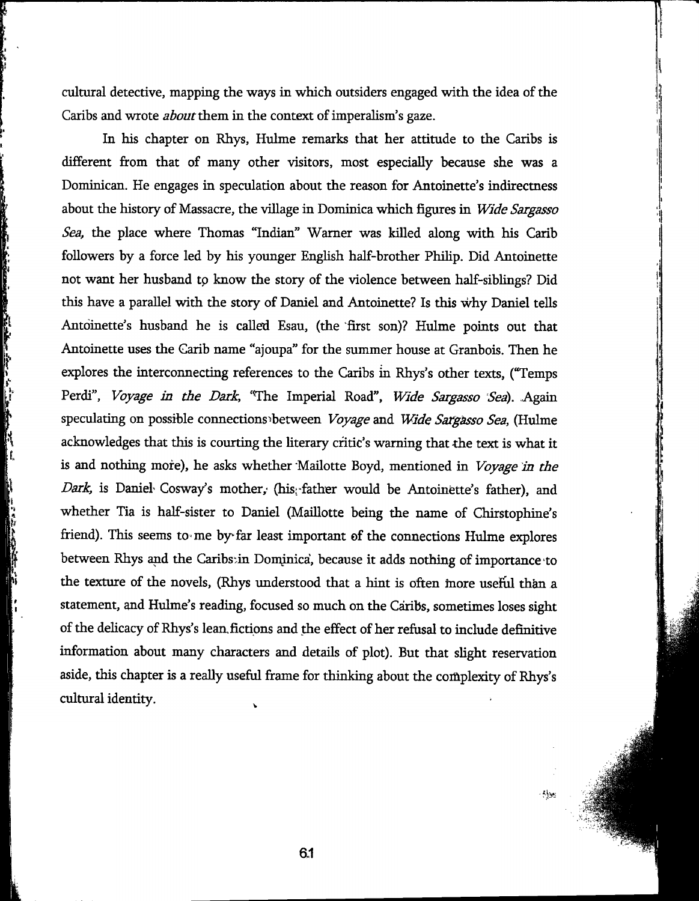cultural detective, mapping the ways in which outsiders engaged with the idea of the Caribs and wrote *about* them in the context of imperalism's gaze.

In his chapter on Rhys, Hulme remarks that her attitude to the Caribs is different from that of many other visitors, most especially because she was a Dominican. He engages in speculation about the reason for Antoinette's indirectness about the history of Massacre, the village in Dominica which figures in *Wide Sargasso Sea,* the place where Thomas "Indian" Warner was killed along with his Carib followers by a force led by his younger English half-brother Philip. Did Antoinette not want her husband to know the story of the violence between half-siblings? Did this have a parallel with the story of Daniel and Antoinette? Is this why Daniel tells Antoinette's husband he is called Esau, (the first son)? Hulme points out that Antoinette uses the Carib name "ajoupa" for the summer house at Granbois. Then he explores the interconnecting references to the Caribs in Rhys's other texts, ("Temps Perdi", *Voyage in the Dark,* "The Imperial Road", *Wide Sargasso Sea*). Again speculating on possible connections between *Voyage* and *Wide Sargasso Sea,* (Hulme acknowledges that this is courting the literary critic's warning that the text is what it is and nothing more), he asks whether Mailotte Boyd, mentioned in *Voyage in the Dark,* is Daniel Cosway's mother, (his father would be Antoinette's father), and whether Tia is half-sister to Daniel (Maillotte being the name of Chirstophine's friend). This seems to me by far least important of the connections Hulme explores between Rhys and the Caribs in Dominica, because it adds nothing of importance to the texture of the novels, (Rhys understood that a hint is often more useful than a statement, and Hulme's reading, focused so much on the Caribs, sometimes loses sight of the delicacy of Rhys's lean fictions and the effect of her refusal to include definitive information about many characters and details of plot). But that slight reservation aside, this chapter is a really useful frame for thinking about the complexity of Rhys's cultural identity.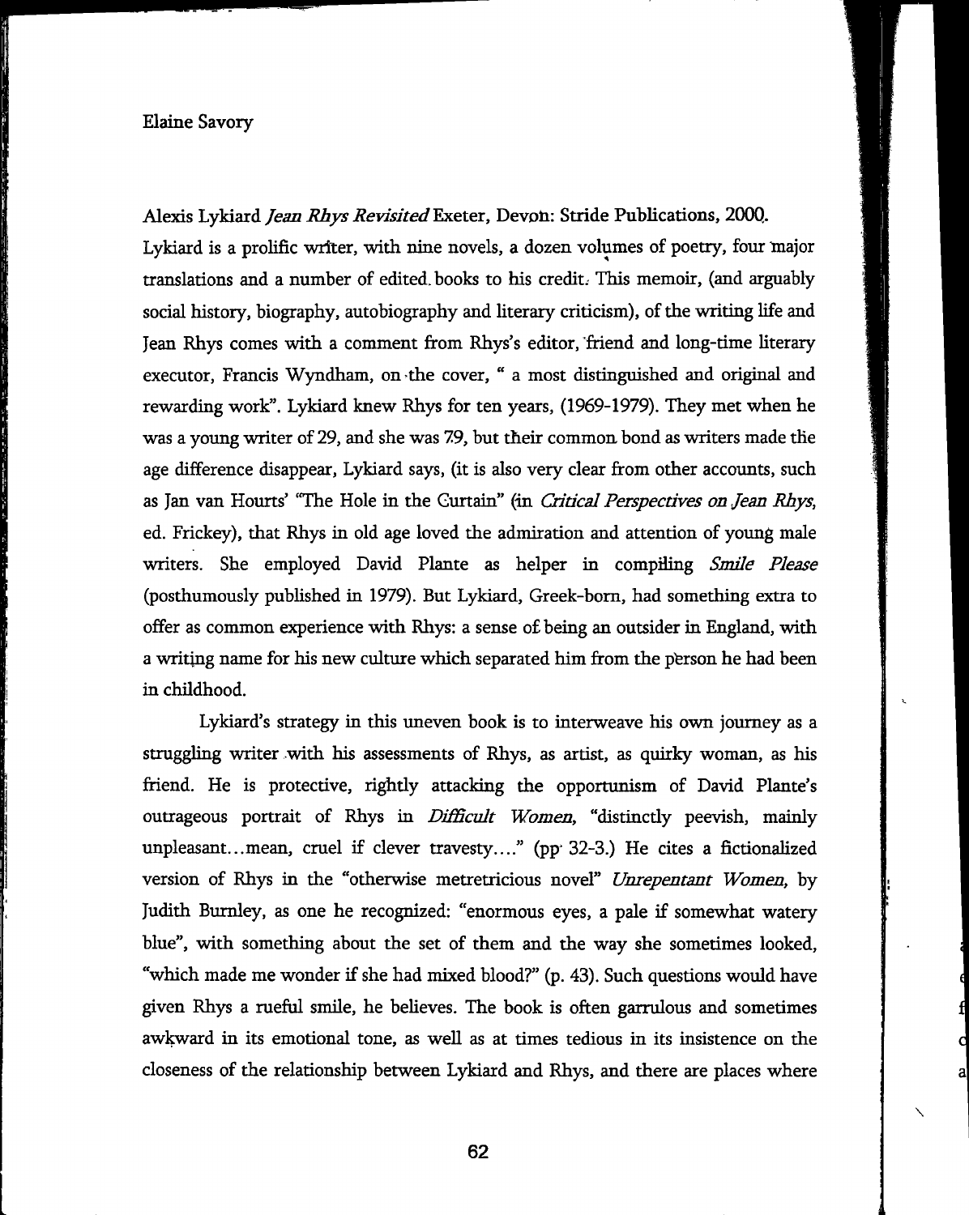Elaine Savory

Alexis Lykiard *Jean Rhys Revisited* Exeter, Devon: Stride Publications, 2000.

Lykiard is a prolific writer, with nine novels, a dozen volumes of poetry, four major translations and a number of edited books to his credit. This memoir, (and arguably social history, biography, autobiography and literary criticism), of the writing life and Jean Rhys comes with a comment from Rhys's editor, friend and long-time literary executor, Francis Wyndham, on the cover, " a most distinguished and original and rewarding work". Lykiard knew Rhys for ten years, (1969-1979). They met when he was a young writer of 29, and she was 79, but their common bond as writers made the age difference disappear, Lykiard says, (it is also very clear from other accounts, such as Jan van Hourts' "The Hole in the Curtain" (in *Critical Perspectives on Jean Rhys*, ed. Frickey), that Rhys in old age loved the admiration and attention of young male writers. She employed David Plante as helper in compiling *Smile Please* (posthumously published in 1979). But Lykiard, Greek-born, had something extra to offer as common experience with Rhys: a sense of being an outsider in England, with a writing name for his new culture which separated him from the person he had been in childhood.

Lykiard's strategy in this uneven book is to interweave his own journey as a struggling writer with his assessments of Rhys, as artist, as quirky woman, as his friend. He is protective, rightly attacking the opportunism of David Plante's outrageous portrait of Rhys in *Difficult Women*, "distinctly peevish, mainly unpleasant…mean, cruel if clever travesty…." (pp 32-3.) He cites a fictionalized version of Rhys in the "otherwise metretricious novel" *Unrepentant Women*, by Judith Burnley, as one he recognized: "enormous eyes, a pale if somewhat watery blue", with something about the set of them and the way she sometimes looked, "which made me wonder if she had mixed blood?" (p. 43). Such questions would have given Rhys a rueful smile, he believes. The book is often garrulous and sometimes awkward in its emotional tone, as well as at times tedious in its insistence on the closeness of the relationship between Lykiard and Rhys, and there are places where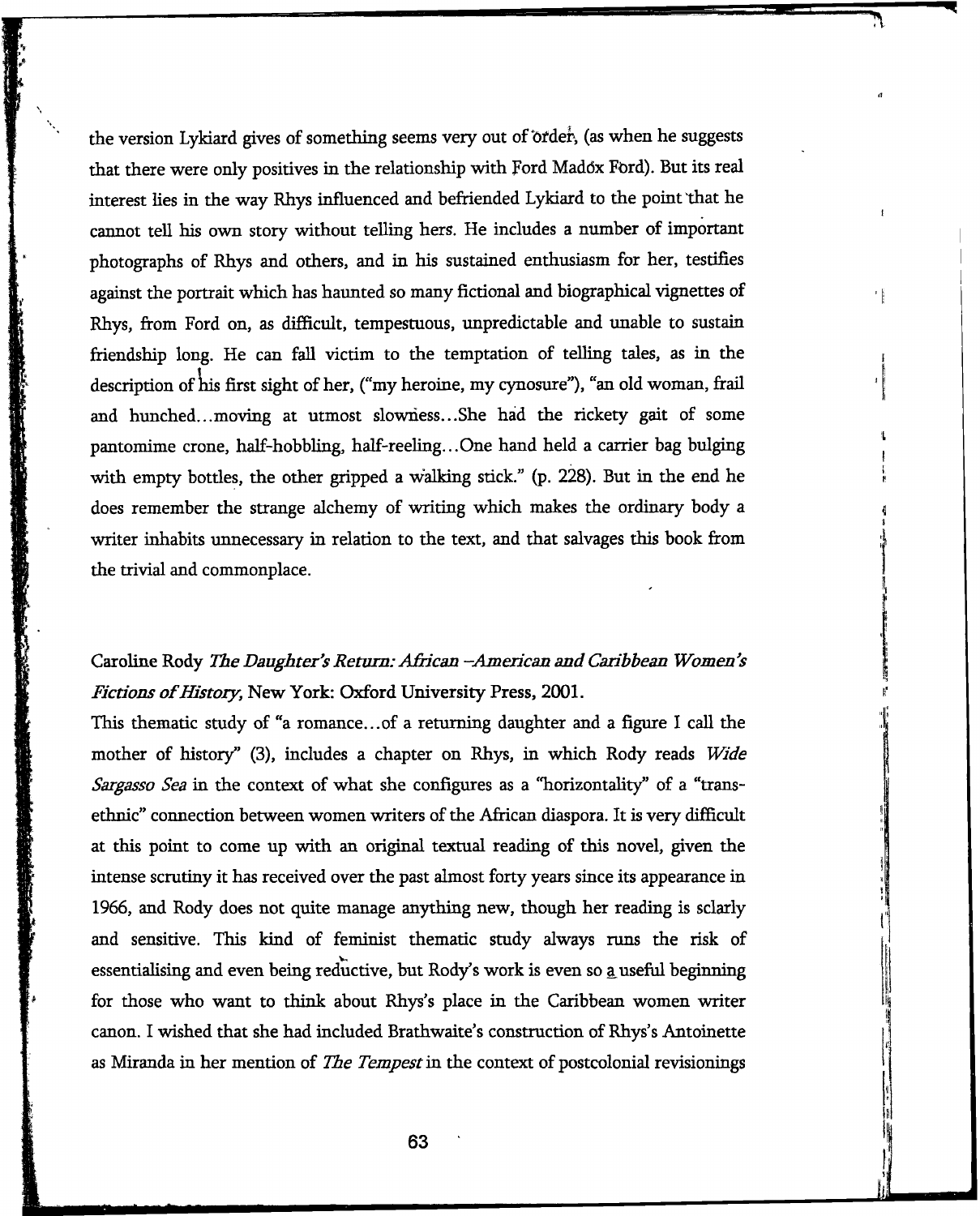the version Lykiard gives of something seems very out of order, (as when he suggests that there were only positives in the relationship with Ford Madox Ford). But its real interest lies in the way Rhys influenced and befriended Lykiard to the point that he cannot tell his own story without telling hers. He includes a number of important photographs of Rhys and others, and in his sustained enthusiasm for her, testifies against the portrait which has haunted so many fictional and biographical vignettes of Rhys, from Ford on, as difficult, tempestuous, unpredictable and unable to sustain friendship long. He can fall victim to the temptation of telling tales, as in the description of his first sight of her, ("my heroine, my cynosure"), "an old woman, frail and hunched...moving at utmost slowness...She had the rickety gait of some pantomime crone, half-hobbling, half-reeling...One hand held a carrier bag bulging with empty bottles, the other gripped a walking stick." (p. 228). But in the end he does remember the strange alchemy of writing which makes the ordinary body a writer inhabits unnecessary in relation to the text, and that salvages this book from the trivial and commonplace.

Caroline Rody *The Daughter's Return: African –American and Caribbean Women's Fictions of History*, New York: Oxford University Press, 2001.

This thematic study of "a romance...of a returning daughter and a figure I call the mother of history" (3), includes a chapter on Rhys, in which Rody reads *Wide Sargasso Sea* in the context of what she configures as a "horizontality" of a "trans-ethnic" connection between women writers of the African diaspora. It is very difficult at this point to come up with an original textual reading of this novel, given the intense scrutiny it has received over the past almost forty years since its appearance in 1966, and Rody does not quite manage anything new, though her reading is sclarly and sensitive. This kind of feminist thematic study always runs the risk of essentialising and even being reductive, but Rody's work is even so a useful beginning for those who want to think about Rhys's place in the Caribbean women writer canon. I wished that she had included Brathwaite's construction of Rhys's Antoinette as Miranda in her mention of *The Tempest* in the context of postcolonial revisionings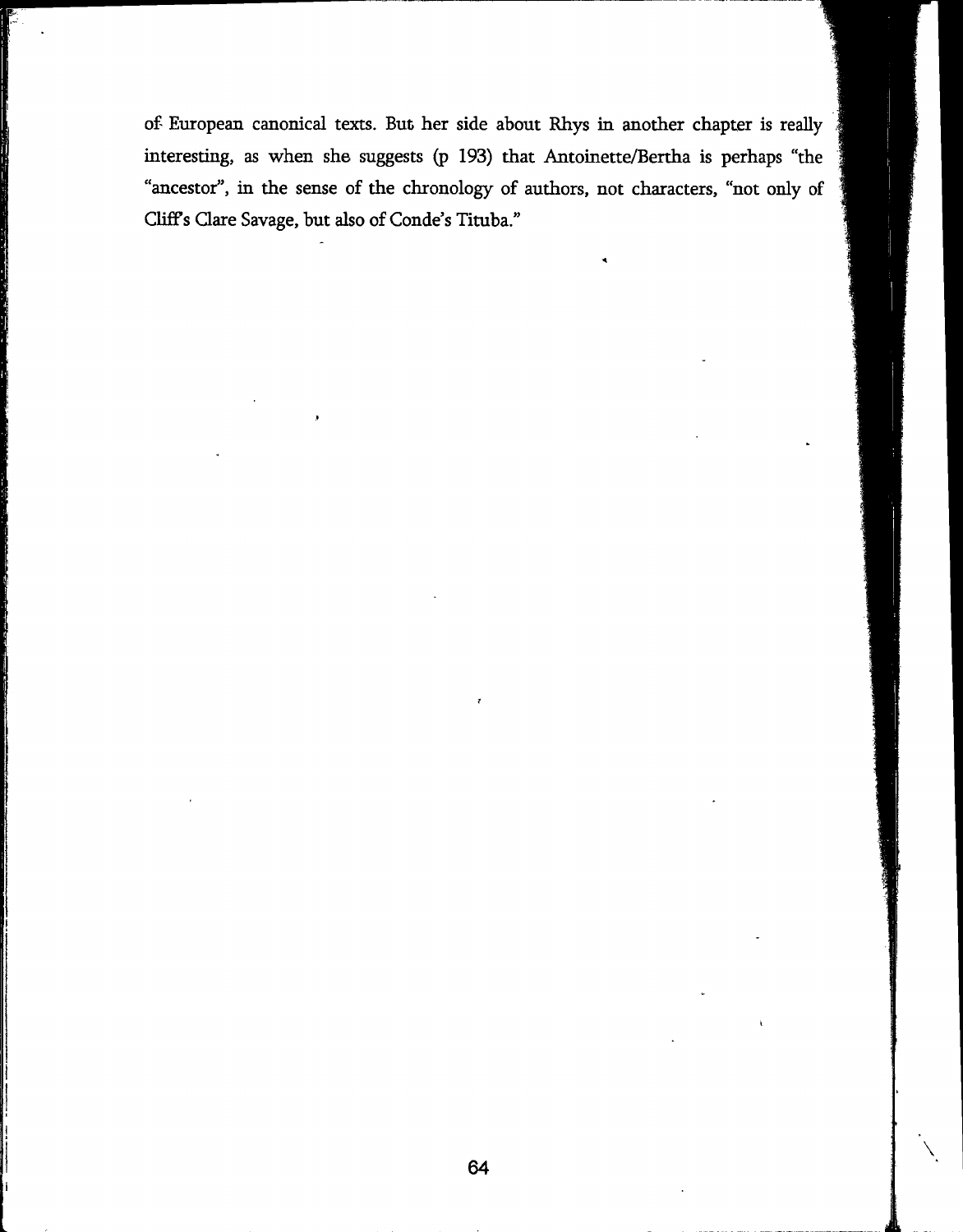of European canonical texts. But her side about Rhys in another chapter is really interesting, as when she suggests (p 193) that Antoinette/Bertha is perhaps "the "ancestor", in the sense of the chronology of authors, not characters, "not only of Cliff's Clare Savage, but also of Conde's Tituba."